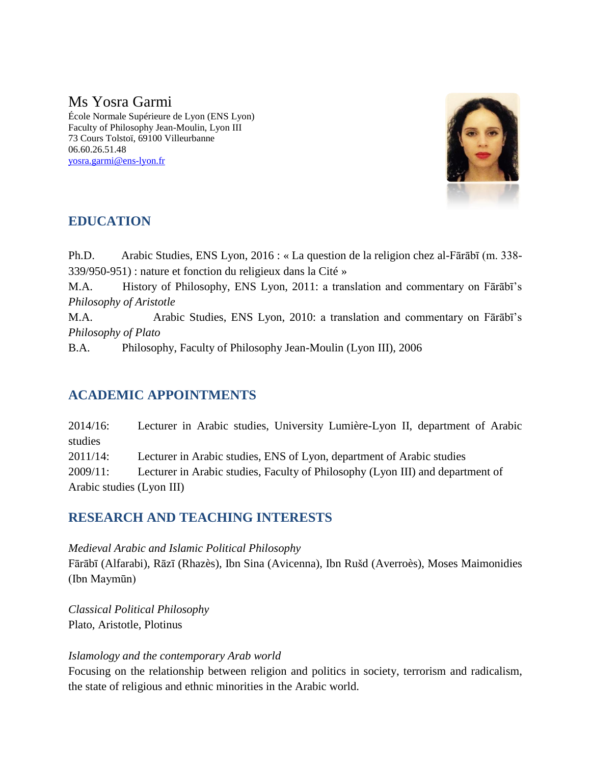# Ms Yosra Garmi

École Normale Supérieure de Lyon (ENS Lyon)
Faculty of Philosophy Jean-Moulin, Lyon III
73 Cours Tolstoï, 69100 Villeurbanne
06.60.26.51.48
yosra.garmi@ens-lyon.fr

## EDUCATION

Ph.D. Arabic Studies, ENS Lyon, 2016 : « La question de la religion chez al-Fārābī (m. 338-339/950-951) : nature et fonction du religieux dans la Cité »

M.A. History of Philosophy, ENS Lyon, 2011: a translation and commentary on Fārābī's *Philosophy of Aristotle*

M.A. Arabic Studies, ENS Lyon, 2010: a translation and commentary on Fārābī's *Philosophy of Plato*

B.A. Philosophy, Faculty of Philosophy Jean-Moulin (Lyon III), 2006

## ACADEMIC APPOINTMENTS

2014/16: Lecturer in Arabic studies, University Lumière-Lyon II, department of Arabic studies

2011/14: Lecturer in Arabic studies, ENS of Lyon, department of Arabic studies

2009/11: Lecturer in Arabic studies, Faculty of Philosophy (Lyon III) and department of Arabic studies (Lyon III)

## RESEARCH AND TEACHING INTERESTS

*Medieval Arabic and Islamic Political Philosophy*
Fārābī (Alfarabi), Rāzī (Rhazès), Ibn Sina (Avicenna), Ibn Rušd (Averroès), Moses Maimonidies (Ibn Maymūn)

*Classical Political Philosophy*
Plato, Aristotle, Plotinus

*Islamology and the contemporary Arab world*
Focusing on the relationship between religion and politics in society, terrorism and radicalism, the state of religious and ethnic minorities in the Arabic world.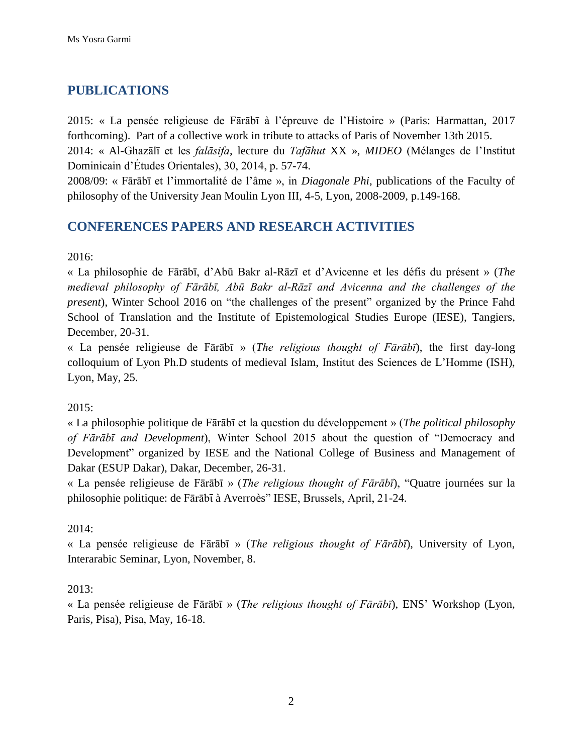## PUBLICATIONS

2015: « La pensée religieuse de Fārābī à l'épreuve de l'Histoire » (Paris: Harmattan, 2017 forthcoming). Part of a collective work in tribute to attacks of Paris of November 13th 2015.
2014: « Al-Ghazālī et les *falāsifa*, lecture du *Tafāhut* XX », *MIDEO* (Mélanges de l'Institut Dominicain d'Études Orientales), 30, 2014, p. 57-74.
2008/09: « Fārābī et l'immortalité de l'âme », in *Diagonale Phi*, publications of the Faculty of philosophy of the University Jean Moulin Lyon III, 4-5, Lyon, 2008-2009, p.149-168.

## CONFERENCES PAPERS AND RESEARCH ACTIVITIES

2016:
« La philosophie de Fārābī, d'Abū Bakr al-Rāzī et d'Avicenne et les défis du présent » (*The medieval philosophy of Fārābī, Abū Bakr al-Rāzī and Avicenna and the challenges of the present*), Winter School 2016 on "the challenges of the present" organized by the Prince Fahd School of Translation and the Institute of Epistemological Studies Europe (IESE), Tangiers, December, 20-31.
« La pensée religieuse de Fārābī » (*The religious thought of Fārābī*), the first day-long colloquium of Lyon Ph.D students of medieval Islam, Institut des Sciences de L'Homme (ISH), Lyon, May, 25.

2015:
« La philosophie politique de Fārābī et la question du développement » (*The political philosophy of Fārābī and Development*), Winter School 2015 about the question of "Democracy and Development" organized by IESE and the National College of Business and Management of Dakar (ESUP Dakar), Dakar, December, 26-31.
« La pensée religieuse de Fārābī » (*The religious thought of Fārābī*), "Quatre journées sur la philosophie politique: de Fārābī à Averroès" IESE, Brussels, April, 21-24.

2014:
« La pensée religieuse de Fārābī » (*The religious thought of Fārābī*), University of Lyon, Interarabic Seminar, Lyon, November, 8.

2013:
« La pensée religieuse de Fārābī » (*The religious thought of Fārābī*), ENS' Workshop (Lyon, Paris, Pisa), Pisa, May, 16-18.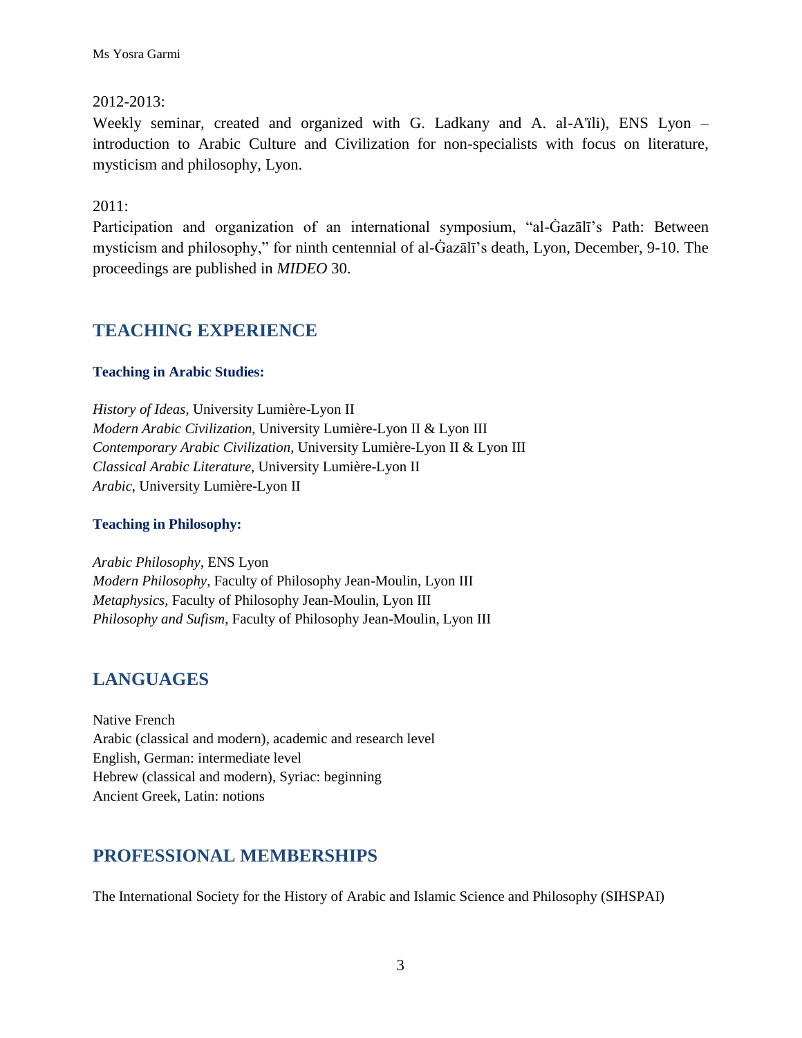2012-2013:
Weekly seminar, created and organized with G. Ladkany and A. al-A'ïli), ENS Lyon – introduction to Arabic Culture and Civilization for non-specialists with focus on literature, mysticism and philosophy, Lyon.

2011:
Participation and organization of an international symposium, "al-Ġazālī's Path: Between mysticism and philosophy," for ninth centennial of al-Ġazālī's death, Lyon, December, 9-10. The proceedings are published in *MIDEO* 30.

## TEACHING EXPERIENCE

**Teaching in Arabic Studies:**

*History of Ideas*, University Lumière-Lyon II
*Modern Arabic Civilization*, University Lumière-Lyon II & Lyon III
*Contemporary Arabic Civilization*, University Lumière-Lyon II & Lyon III
*Classical Arabic Literature*, University Lumière-Lyon II
*Arabic*, University Lumière-Lyon II

**Teaching in Philosophy:**

*Arabic Philosophy*, ENS Lyon
*Modern Philosophy*, Faculty of Philosophy Jean-Moulin, Lyon III
*Metaphysics*, Faculty of Philosophy Jean-Moulin, Lyon III
*Philosophy and Sufism*, Faculty of Philosophy Jean-Moulin, Lyon III

## LANGUAGES

Native French
Arabic (classical and modern), academic and research level
English, German: intermediate level
Hebrew (classical and modern), Syriac: beginning
Ancient Greek, Latin: notions

## PROFESSIONAL MEMBERSHIPS

The International Society for the History of Arabic and Islamic Science and Philosophy (SIHSPAI)